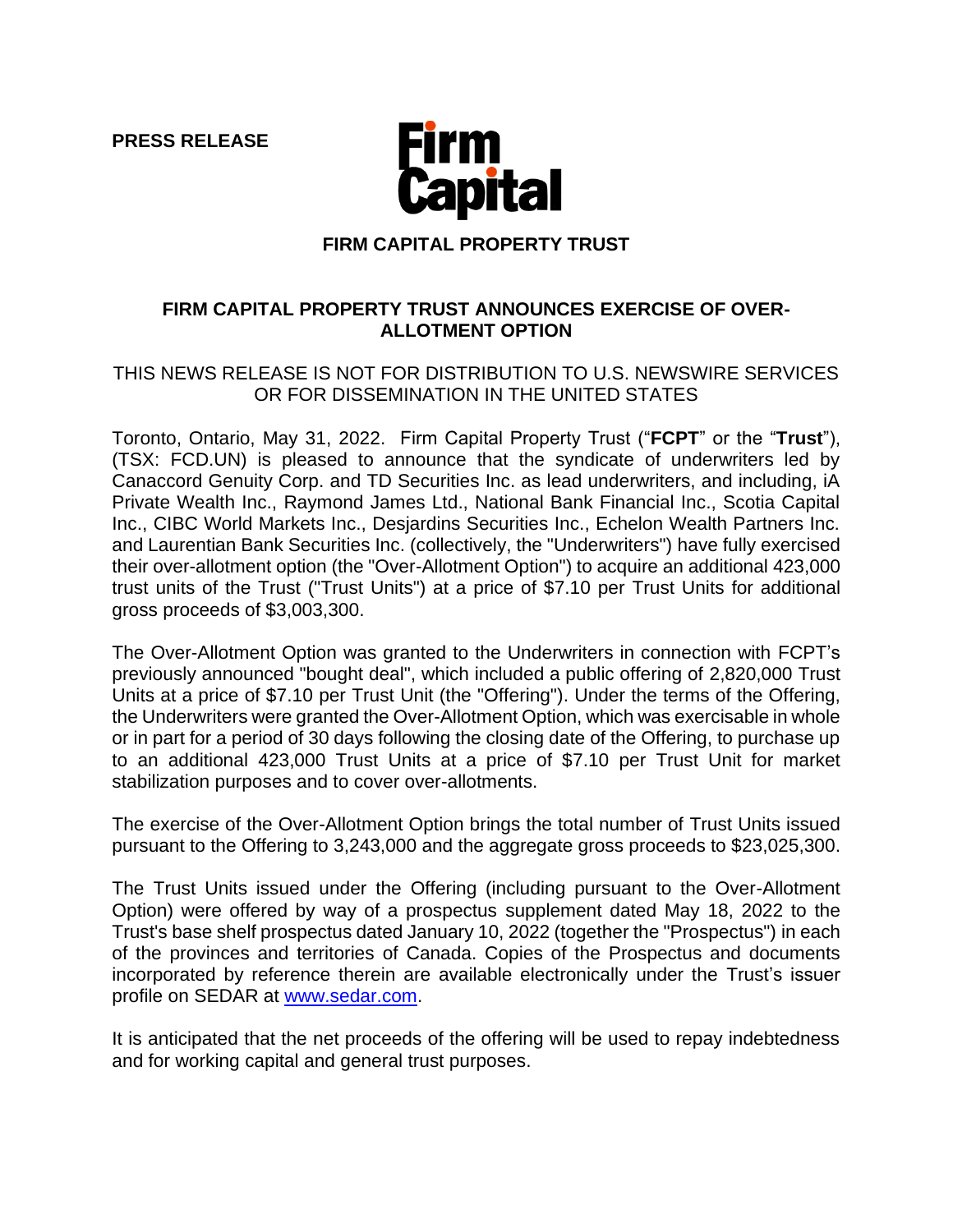**PRESS RELEASE**

**FIRM CAPITAL PROPERTY TRUST**

# FIRM CAPITAL PROPERTY TRUST ANNOUNCES EXERCISE OF OVER-ALLOTMENT OPTION

THIS NEWS RELEASE IS NOT FOR DISTRIBUTION TO U.S. NEWSWIRE SERVICES OR FOR DISSEMINATION IN THE UNITED STATES

Toronto, Ontario, May 31, 2022. Firm Capital Property Trust ("**FCPT**" or the "**Trust**"), (TSX: FCD.UN) is pleased to announce that the syndicate of underwriters led by Canaccord Genuity Corp. and TD Securities Inc. as lead underwriters, and including, iA Private Wealth Inc., Raymond James Ltd., National Bank Financial Inc., Scotia Capital Inc., CIBC World Markets Inc., Desjardins Securities Inc., Echelon Wealth Partners Inc. and Laurentian Bank Securities Inc. (collectively, the "Underwriters") have fully exercised their over-allotment option (the "Over-Allotment Option") to acquire an additional 423,000 trust units of the Trust ("Trust Units") at a price of $7.10 per Trust Units for additional gross proceeds of $3,003,300.

The Over-Allotment Option was granted to the Underwriters in connection with FCPT's previously announced "bought deal", which included a public offering of 2,820,000 Trust Units at a price of $7.10 per Trust Unit (the "Offering"). Under the terms of the Offering, the Underwriters were granted the Over-Allotment Option, which was exercisable in whole or in part for a period of 30 days following the closing date of the Offering, to purchase up to an additional 423,000 Trust Units at a price of $7.10 per Trust Unit for market stabilization purposes and to cover over-allotments.

The exercise of the Over-Allotment Option brings the total number of Trust Units issued pursuant to the Offering to 3,243,000 and the aggregate gross proceeds to $23,025,300.

The Trust Units issued under the Offering (including pursuant to the Over-Allotment Option) were offered by way of a prospectus supplement dated May 18, 2022 to the Trust's base shelf prospectus dated January 10, 2022 (together the "Prospectus") in each of the provinces and territories of Canada. Copies of the Prospectus and documents incorporated by reference therein are available electronically under the Trust's issuer profile on SEDAR at [www.sedar.com](http://www.sedar.com).

It is anticipated that the net proceeds of the offering will be used to repay indebtedness and for working capital and general trust purposes.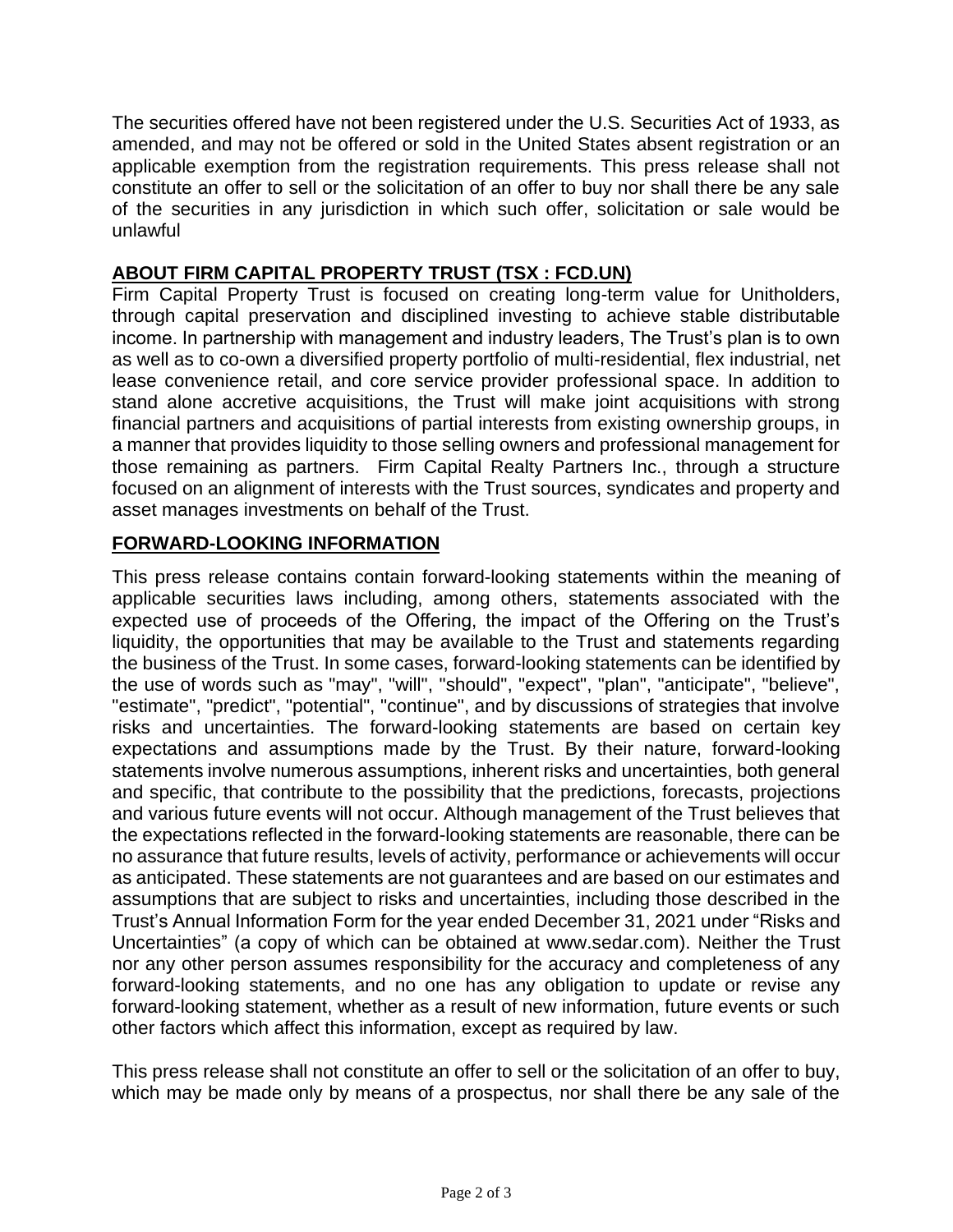The securities offered have not been registered under the U.S. Securities Act of 1933, as amended, and may not be offered or sold in the United States absent registration or an applicable exemption from the registration requirements. This press release shall not constitute an offer to sell or the solicitation of an offer to buy nor shall there be any sale of the securities in any jurisdiction in which such offer, solicitation or sale would be unlawful

## ABOUT FIRM CAPITAL PROPERTY TRUST (TSX : FCD.UN)

Firm Capital Property Trust is focused on creating long-term value for Unitholders, through capital preservation and disciplined investing to achieve stable distributable income. In partnership with management and industry leaders, The Trust's plan is to own as well as to co-own a diversified property portfolio of multi-residential, flex industrial, net lease convenience retail, and core service provider professional space. In addition to stand alone accretive acquisitions, the Trust will make joint acquisitions with strong financial partners and acquisitions of partial interests from existing ownership groups, in a manner that provides liquidity to those selling owners and professional management for those remaining as partners. Firm Capital Realty Partners Inc., through a structure focused on an alignment of interests with the Trust sources, syndicates and property and asset manages investments on behalf of the Trust.

## FORWARD-LOOKING INFORMATION

This press release contains contain forward-looking statements within the meaning of applicable securities laws including, among others, statements associated with the expected use of proceeds of the Offering, the impact of the Offering on the Trust's liquidity, the opportunities that may be available to the Trust and statements regarding the business of the Trust. In some cases, forward-looking statements can be identified by the use of words such as "may", "will", "should", "expect", "plan", "anticipate", "believe", "estimate", "predict", "potential", "continue", and by discussions of strategies that involve risks and uncertainties. The forward-looking statements are based on certain key expectations and assumptions made by the Trust. By their nature, forward-looking statements involve numerous assumptions, inherent risks and uncertainties, both general and specific, that contribute to the possibility that the predictions, forecasts, projections and various future events will not occur. Although management of the Trust believes that the expectations reflected in the forward-looking statements are reasonable, there can be no assurance that future results, levels of activity, performance or achievements will occur as anticipated. These statements are not guarantees and are based on our estimates and assumptions that are subject to risks and uncertainties, including those described in the Trust's Annual Information Form for the year ended December 31, 2021 under "Risks and Uncertainties" (a copy of which can be obtained at www.sedar.com). Neither the Trust nor any other person assumes responsibility for the accuracy and completeness of any forward-looking statements, and no one has any obligation to update or revise any forward-looking statement, whether as a result of new information, future events or such other factors which affect this information, except as required by law.

This press release shall not constitute an offer to sell or the solicitation of an offer to buy, which may be made only by means of a prospectus, nor shall there be any sale of the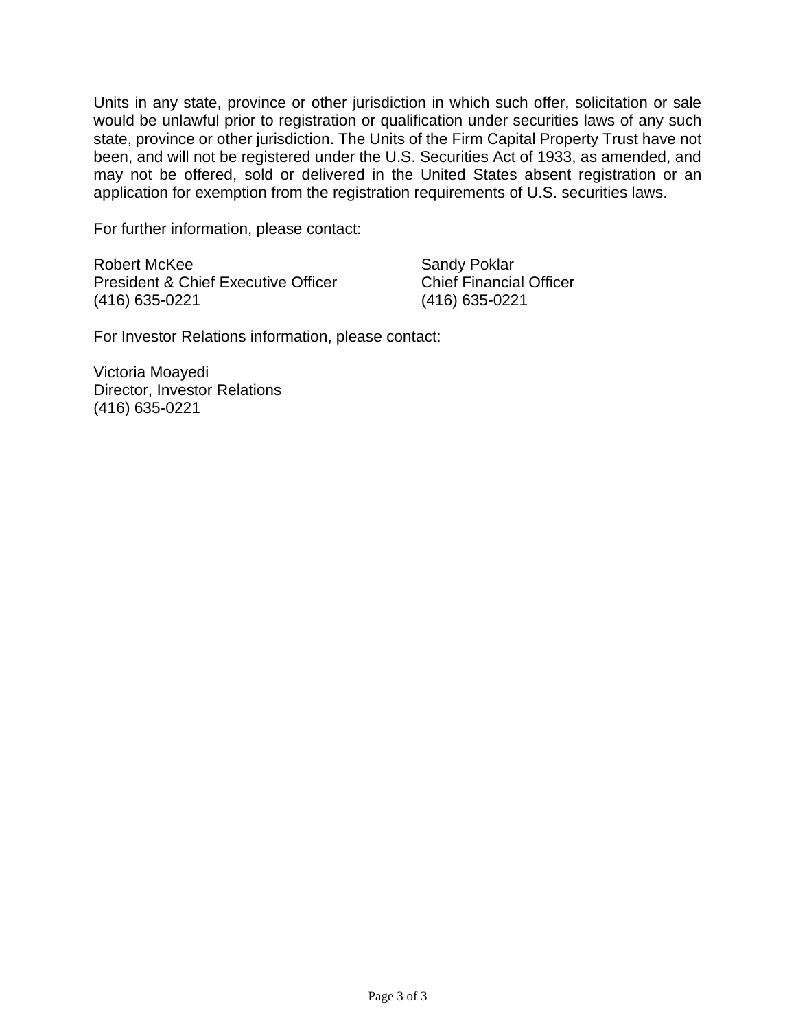Units in any state, province or other jurisdiction in which such offer, solicitation or sale would be unlawful prior to registration or qualification under securities laws of any such state, province or other jurisdiction. The Units of the Firm Capital Property Trust have not been, and will not be registered under the U.S. Securities Act of 1933, as amended, and may not be offered, sold or delivered in the United States absent registration or an application for exemption from the registration requirements of U.S. securities laws.

For further information, please contact:

Robert McKee
President & Chief Executive Officer
(416) 635-0221

Sandy Poklar
Chief Financial Officer
(416) 635-0221

For Investor Relations information, please contact:

Victoria Moayedi
Director, Investor Relations
(416) 635-0221